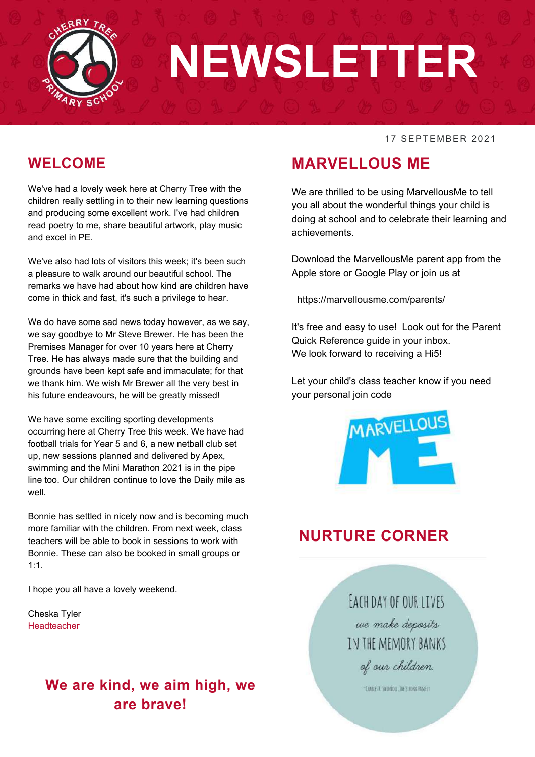# NEWSLETTER

17 SEPTEMBER 2021

## WELCOME

We've had a lovely week here at Cherry Tree with the children really settling in to their new learning questions and producing some excellent work. I've had children read poetry to me, share beautiful artwork, play music and excel in PE.

We've also had lots of visitors this week; it's been such a pleasure to walk around our beautiful school. The remarks we have had about how kind are children have come in thick and fast, it's such a privilege to hear.

We do have some sad news today however, as we say, we say goodbye to Mr Steve Brewer. He has been the Premises Manager for over 10 years here at Cherry Tree. He has always made sure that the building and grounds have been kept safe and immaculate; for that we thank him. We wish Mr Brewer all the very best in his future endeavours, he will be greatly missed!

We have some exciting sporting developments occurring here at Cherry Tree this week. We have had football trials for Year 5 and 6, a new netball club set up, new sessions planned and delivered by Apex, swimming and the Mini Marathon 2021 is in the pipe line too. Our children continue to love the Daily mile as well.

Bonnie has settled in nicely now and is becoming much more familiar with the children. From next week, class teachers will be able to book in sessions to work with Bonnie. These can also be booked in small groups or 1:1.

I hope you all have a lovely weekend.

Cheska Tyler
Headteacher

**We are kind, we aim high, we are brave!**

## MARVELLOUS ME

We are thrilled to be using MarvellousMe to tell you all about the wonderful things your child is doing at school and to celebrate their learning and achievements.

Download the MarvellousMe parent app from the Apple store or Google Play or join us at

https://marvellousme.com/parents/

It's free and easy to use! Look out for the Parent Quick Reference guide in your inbox.
We look forward to receiving a Hi5!

Let your child's class teacher know if you need your personal join code

## NURTURE CORNER

EACH DAY OF OUR LIVES *we make deposits* IN THE MEMORY BANKS *of our children.*

~CHARLES R. SWINDOLL, THE STRONG FAMILY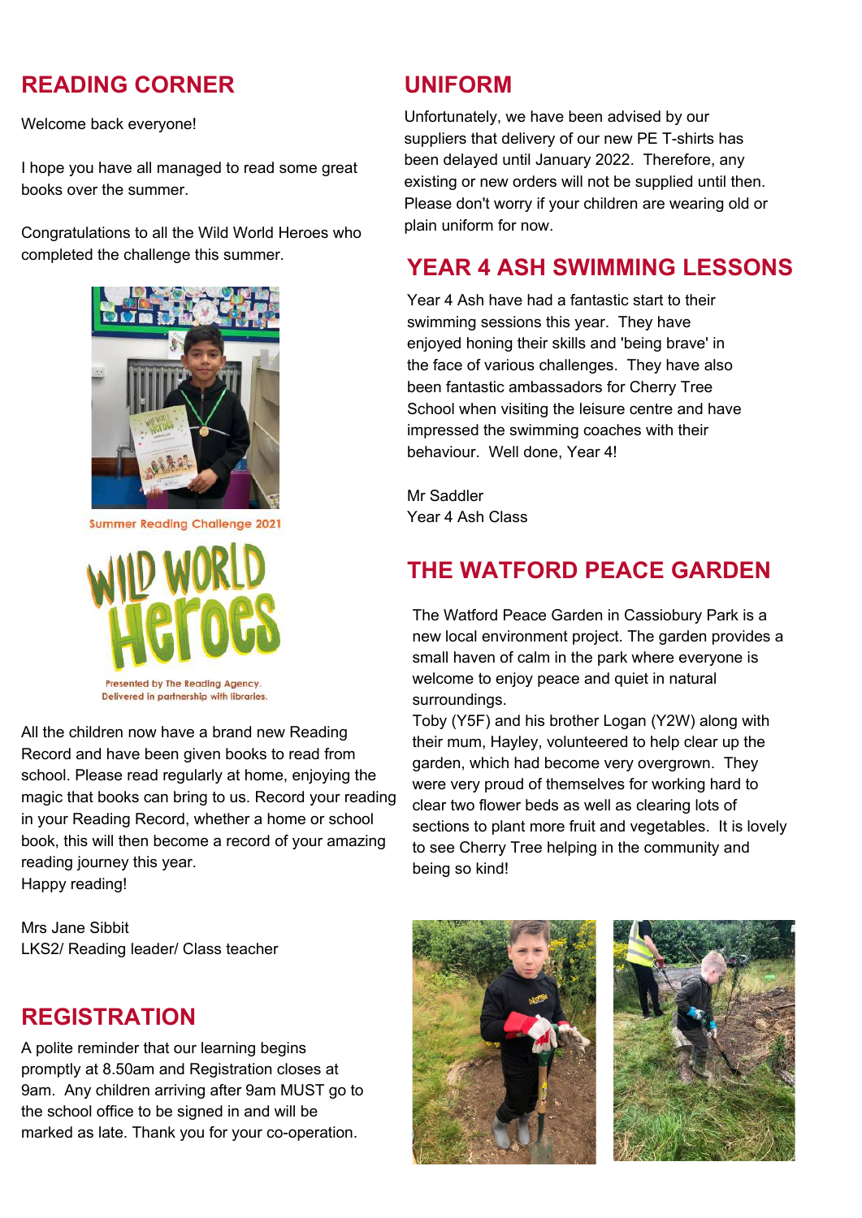## READING CORNER

Welcome back everyone!

I hope you have all managed to read some great books over the summer.

Congratulations to all the Wild World Heroes who completed the challenge this summer.

Summer Reading Challenge 2021

WILD WORLD Heroes

Presented by The Reading Agency.
Delivered in partnership with libraries.

All the children now have a brand new Reading Record and have been given books to read from school. Please read regularly at home, enjoying the magic that books can bring to us. Record your reading in your Reading Record, whether a home or school book, this will then become a record of your amazing reading journey this year.
Happy reading!

Mrs Jane Sibbit
LKS2/ Reading leader/ Class teacher

## REGISTRATION

A polite reminder that our learning begins promptly at 8.50am and Registration closes at 9am. Any children arriving after 9am MUST go to the school office to be signed in and will be marked as late. Thank you for your co-operation.

## UNIFORM

Unfortunately, we have been advised by our suppliers that delivery of our new PE T-shirts has been delayed until January 2022. Therefore, any existing or new orders will not be supplied until then. Please don't worry if your children are wearing old or plain uniform for now.

## YEAR 4 ASH SWIMMING LESSONS

Year 4 Ash have had a fantastic start to their swimming sessions this year. They have enjoyed honing their skills and 'being brave' in the face of various challenges. They have also been fantastic ambassadors for Cherry Tree School when visiting the leisure centre and have impressed the swimming coaches with their behaviour. Well done, Year 4!

Mr Saddler
Year 4 Ash Class

## THE WATFORD PEACE GARDEN

The Watford Peace Garden in Cassiobury Park is a new local environment project. The garden provides a small haven of calm in the park where everyone is welcome to enjoy peace and quiet in natural surroundings.
Toby (Y5F) and his brother Logan (Y2W) along with their mum, Hayley, volunteered to help clear up the garden, which had become very overgrown. They were very proud of themselves for working hard to clear two flower beds as well as clearing lots of sections to plant more fruit and vegetables. It is lovely to see Cherry Tree helping in the community and being so kind!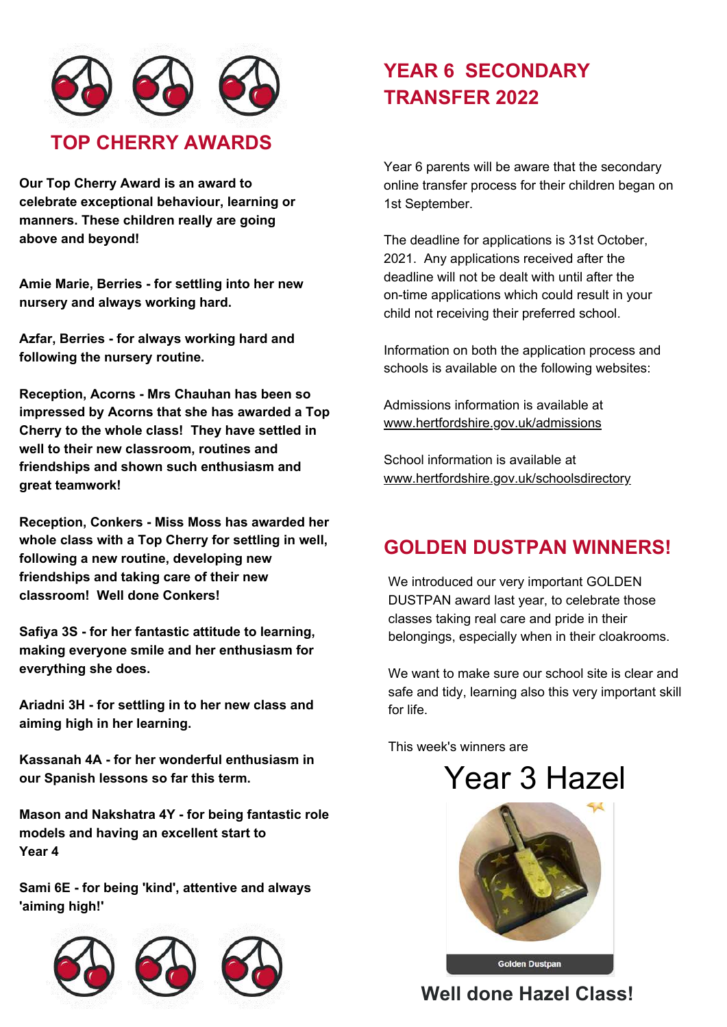## TOP CHERRY AWARDS

**Our Top Cherry Award is an award to celebrate exceptional behaviour, learning or manners. These children really are going above and beyond!**

**Amie Marie, Berries - for settling into her new nursery and always working hard.**

**Azfar, Berries - for always working hard and following the nursery routine.**

**Reception, Acorns - Mrs Chauhan has been so impressed by Acorns that she has awarded a Top Cherry to the whole class! They have settled in well to their new classroom, routines and friendships and shown such enthusiasm and great teamwork!**

**Reception, Conkers - Miss Moss has awarded her whole class with a Top Cherry for settling in well, following a new routine, developing new friendships and taking care of their new classroom! Well done Conkers!**

**Safiya 3S - for her fantastic attitude to learning, making everyone smile and her enthusiasm for everything she does.**

**Ariadni 3H - for settling in to her new class and aiming high in her learning.**

**Kassanah 4A - for her wonderful enthusiasm in our Spanish lessons so far this term.**

**Mason and Nakshatra 4Y - for being fantastic role models and having an excellent start to Year 4**

**Sami 6E - for being 'kind', attentive and always 'aiming high!'**

## YEAR 6 SECONDARY TRANSFER 2022

Year 6 parents will be aware that the secondary online transfer process for their children began on 1st September.

The deadline for applications is 31st October, 2021. Any applications received after the deadline will not be dealt with until after the on-time applications which could result in your child not receiving their preferred school.

Information on both the application process and schools is available on the following websites:

Admissions information is available at www.hertfordshire.gov.uk/admissions

School information is available at www.hertfordshire.gov.uk/schoolsdirectory

## GOLDEN DUSTPAN WINNERS!

We introduced our very important GOLDEN DUSTPAN award last year, to celebrate those classes taking real care and pride in their belongings, especially when in their cloakrooms.

We want to make sure our school site is clear and safe and tidy, learning also this very important skill for life.

This week's winners are

# Year 3 Hazel

Golden Dustpan

**Well done Hazel Class!**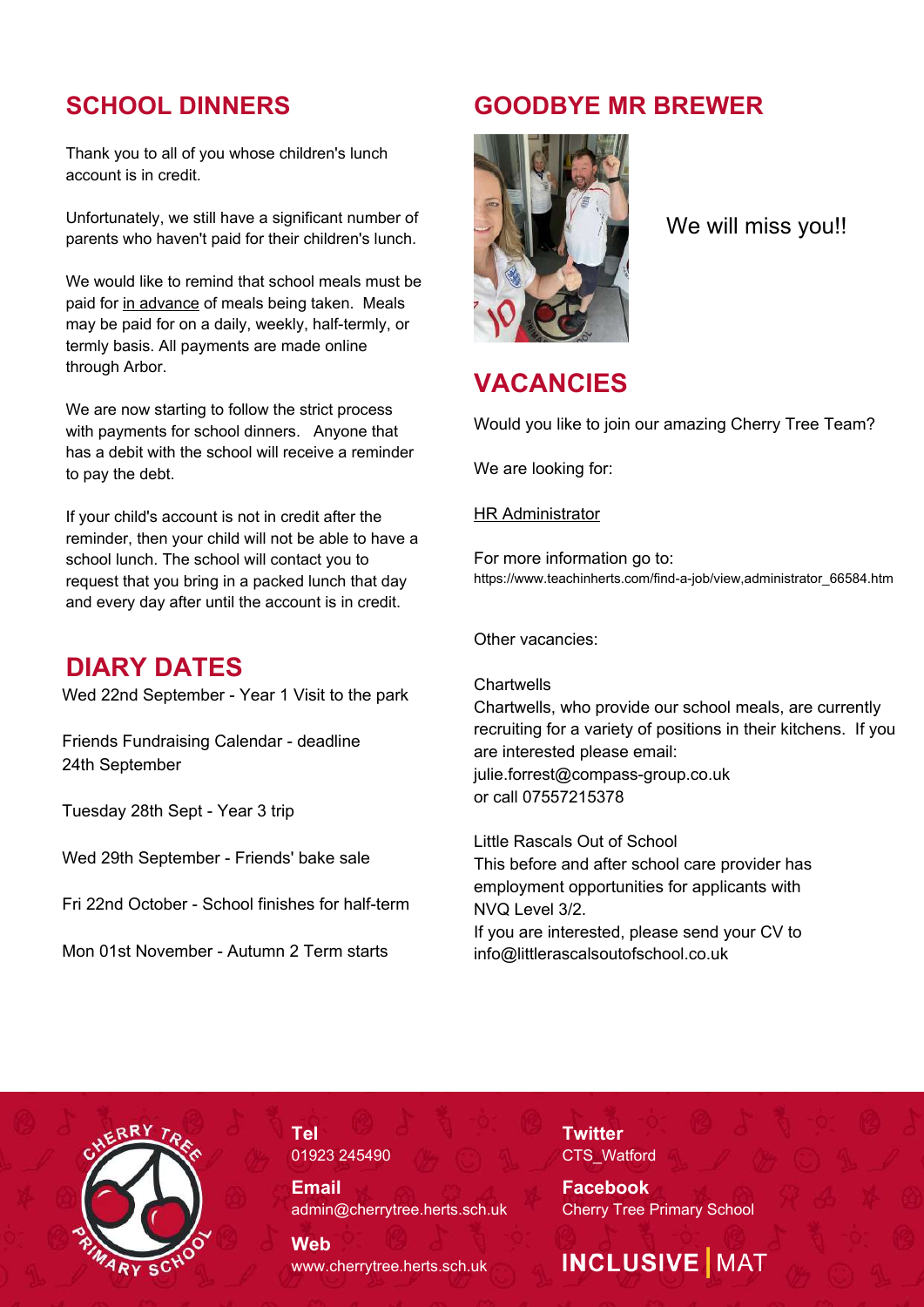## SCHOOL DINNERS

Thank you to all of you whose children's lunch account is in credit.

Unfortunately, we still have a significant number of parents who haven't paid for their children's lunch.

We would like to remind that school meals must be paid for in advance of meals being taken. Meals may be paid for on a daily, weekly, half-termly, or termly basis. All payments are made online through Arbor.

We are now starting to follow the strict process with payments for school dinners. Anyone that has a debit with the school will receive a reminder to pay the debt.

If your child's account is not in credit after the reminder, then your child will not be able to have a school lunch. The school will contact you to request that you bring in a packed lunch that day and every day after until the account is in credit.

## DIARY DATES

Wed 22nd September - Year 1 Visit to the park

Friends Fundraising Calendar - deadline 24th September

Tuesday 28th Sept - Year 3 trip

Wed 29th September - Friends' bake sale

Fri 22nd October - School finishes for half-term

Mon 01st November - Autumn 2 Term starts

## GOODBYE MR BREWER

We will miss you!!

## VACANCIES

Would you like to join our amazing Cherry Tree Team?

We are looking for:

HR Administrator

For more information go to:
https://www.teachinherts.com/find-a-job/view,administrator_66584.htm

Other vacancies:

Chartwells
Chartwells, who provide our school meals, are currently recruiting for a variety of positions in their kitchens. If you are interested please email:
julie.forrest@compass-group.co.uk
or call 07557215378

Little Rascals Out of School
This before and after school care provider has employment opportunities for applicants with NVQ Level 3/2.
If you are interested, please send your CV to info@littlerascalsoutofschool.co.uk

**Tel**
01923 245490

**Email**
admin@cherrytree.herts.sch.uk

**Web**
www.cherrytree.herts.sch.uk

**Twitter**
CTS_Watford

**Facebook**
Cherry Tree Primary School

**INCLUSIVE** | MAT